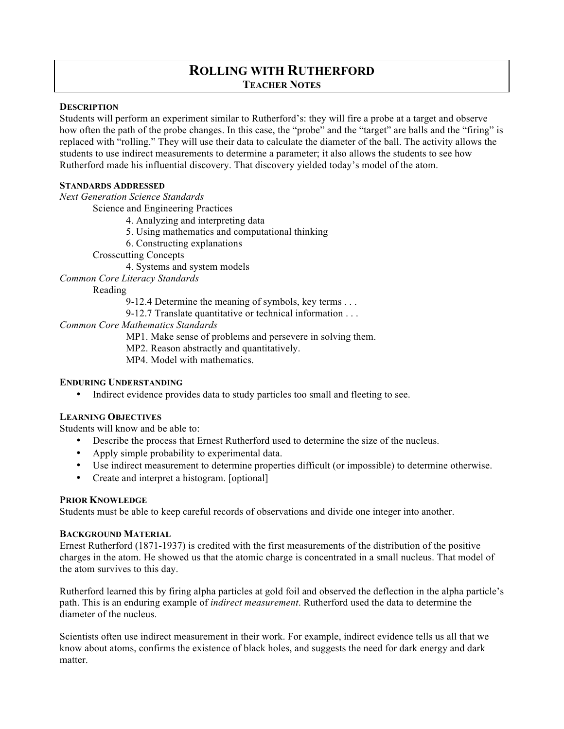# Rolling with Rutherford
## Teacher Notes

### Description

Students will perform an experiment similar to Rutherford's: they will fire a probe at a target and observe how often the path of the probe changes. In this case, the "probe" and the "target" are balls and the "firing" is replaced with "rolling." They will use their data to calculate the diameter of the ball. The activity allows the students to use indirect measurements to determine a parameter; it also allows the students to see how Rutherford made his influential discovery. That discovery yielded today's model of the atom.

### Standards Addressed

*Next Generation Science Standards*

- Science and Engineering Practices
  - 4. Analyzing and interpreting data
  - 5. Using mathematics and computational thinking
  - 6. Constructing explanations
- Crosscutting Concepts
  - 4. Systems and system models

*Common Core Literacy Standards*

- Reading
  - 9-12.4 Determine the meaning of symbols, key terms . . .
  - 9-12.7 Translate quantitative or technical information . . .

*Common Core Mathematics Standards*

- MP1. Make sense of problems and persevere in solving them.
- MP2. Reason abstractly and quantitatively.
- MP4. Model with mathematics.

### Enduring Understanding

- Indirect evidence provides data to study particles too small and fleeting to see.

### Learning Objectives

Students will know and be able to:

- Describe the process that Ernest Rutherford used to determine the size of the nucleus.
- Apply simple probability to experimental data.
- Use indirect measurement to determine properties difficult (or impossible) to determine otherwise.
- Create and interpret a histogram. [optional]

### Prior Knowledge

Students must be able to keep careful records of observations and divide one integer into another.

### Background Material

Ernest Rutherford (1871-1937) is credited with the first measurements of the distribution of the positive charges in the atom. He showed us that the atomic charge is concentrated in a small nucleus. That model of the atom survives to this day.

Rutherford learned this by firing alpha particles at gold foil and observed the deflection in the alpha particle's path. This is an enduring example of *indirect measurement*. Rutherford used the data to determine the diameter of the nucleus.

Scientists often use indirect measurement in their work. For example, indirect evidence tells us all that we know about atoms, confirms the existence of black holes, and suggests the need for dark energy and dark matter.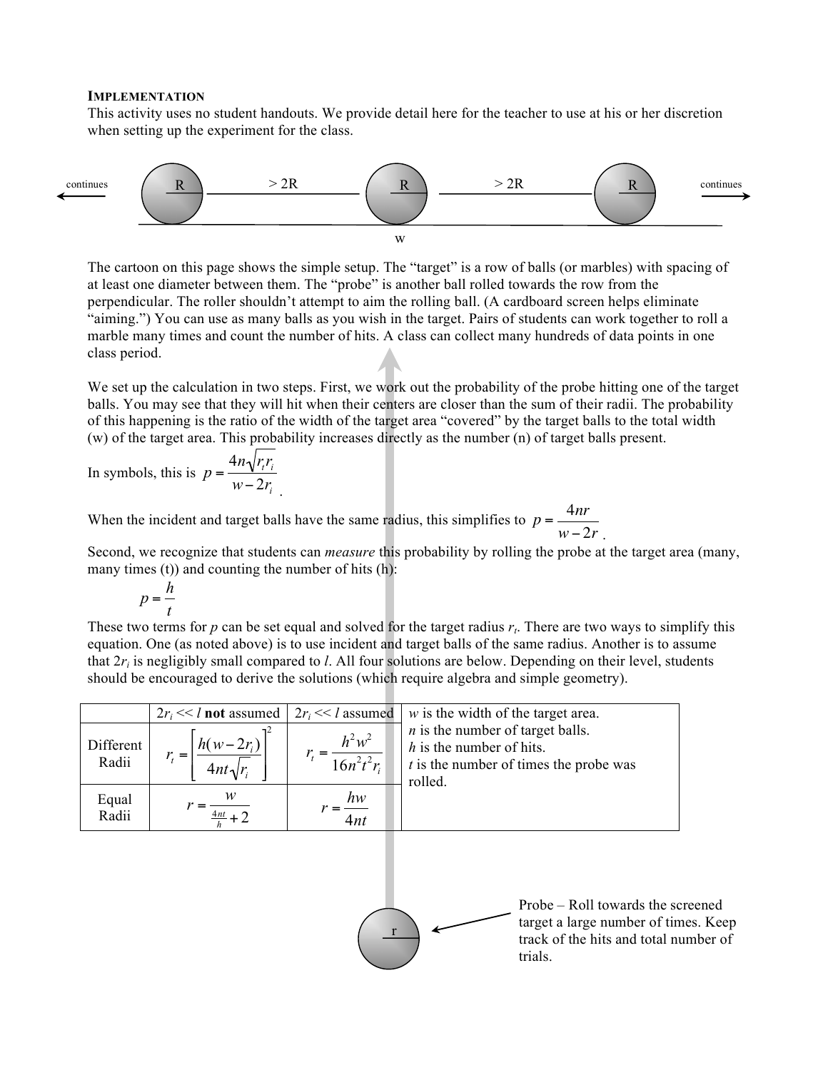### IMPLEMENTATION

This activity uses no student handouts. We provide detail here for the teacher to use at his or her discretion when setting up the experiment for the class.

The cartoon on this page shows the simple setup. The "target" is a row of balls (or marbles) with spacing of at least one diameter between them. The "probe" is another ball rolled towards the row from the perpendicular. The roller shouldn't attempt to aim the rolling ball. (A cardboard screen helps eliminate "aiming.") You can use as many balls as you wish in the target. Pairs of students can work together to roll a marble many times and count the number of hits. A class can collect many hundreds of data points in one class period.

We set up the calculation in two steps. First, we work out the probability of the probe hitting one of the target balls. You may see that they will hit when their centers are closer than the sum of their radii. The probability of this happening is the ratio of the width of the target area "covered" by the target balls to the total width (w) of the target area. This probability increases directly as the number (n) of target balls present.

In symbols, this is $p = \dfrac{4n\sqrt{r_t r_i}}{w - 2r_i}$.

When the incident and target balls have the same radius, this simplifies to $p = \dfrac{4nr}{w - 2r}$.

Second, we recognize that students can *measure* this probability by rolling the probe at the target area (many, many times (t)) and counting the number of hits (h):

$$p = \frac{h}{t}$$

These two terms for *p* can be set equal and solved for the target radius $r_t$. There are two ways to simplify this equation. One (as noted above) is to use incident and target balls of the same radius. Another is to assume that $2r_i$ is negligibly small compared to *l*. All four solutions are below. Depending on their level, students should be encouraged to derive the solutions (which require algebra and simple geometry).

| | $2r_i << l$ **not** assumed | $2r_i << l$ assumed | |
|---|---|---|---|
| Different Radii | $r_t = \left[\dfrac{h(w-2r_i)}{4nt\sqrt{r_i}}\right]^2$ | $r_t = \dfrac{h^2 w^2}{16n^2 t^2 r_i}$ | *w* is the width of the target area. *n* is the number of target balls. *h* is the number of hits. *t* is the number of times the probe was rolled. |
| Equal Radii | $r = \dfrac{w}{\frac{4nt}{h} + 2}$ | $r = \dfrac{hw}{4nt}$ | |

Probe – Roll towards the screened target a large number of times. Keep track of the hits and total number of trials.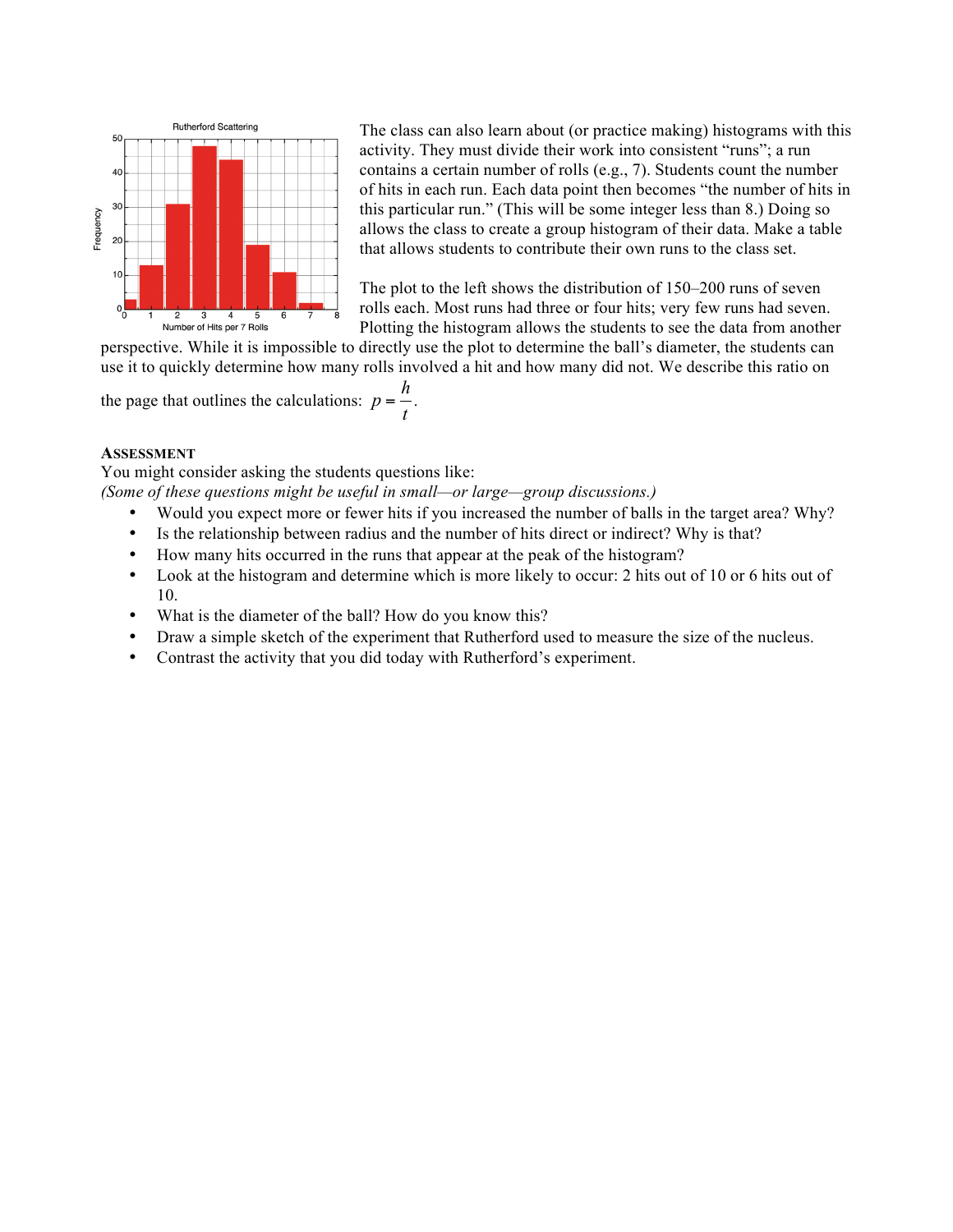Rutherford Scattering

Frequency

50

40

30

20

10

0

0 1 2 3 4 5 6 7 8

Number of Hits per 7 Rolls

The class can also learn about (or practice making) histograms with this activity. They must divide their work into consistent “runs”; a run contains a certain number of rolls (e.g., 7). Students count the number of hits in each run. Each data point then becomes “the number of hits in this particular run.” (This will be some integer less than 8.) Doing so allows the class to create a group histogram of their data. Make a table that allows students to contribute their own runs to the class set.

The plot to the left shows the distribution of 150–200 runs of seven rolls each. Most runs had three or four hits; very few runs had seven. Plotting the histogram allows the students to see the data from another perspective. While it is impossible to directly use the plot to determine the ball's diameter, the students can use it to quickly determine how many rolls involved a hit and how many did not. We describe this ratio on the page that outlines the calculations: $p = \frac{h}{t}$.

**Assessment**

You might consider asking the students questions like:
*(Some of these questions might be useful in small—or large—group discussions.)*

- Would you expect more or fewer hits if you increased the number of balls in the target area? Why?
- Is the relationship between radius and the number of hits direct or indirect? Why is that?
- How many hits occurred in the runs that appear at the peak of the histogram?
- Look at the histogram and determine which is more likely to occur: 2 hits out of 10 or 6 hits out of 10.
- What is the diameter of the ball? How do you know this?
- Draw a simple sketch of the experiment that Rutherford used to measure the size of the nucleus.
- Contrast the activity that you did today with Rutherford's experiment.